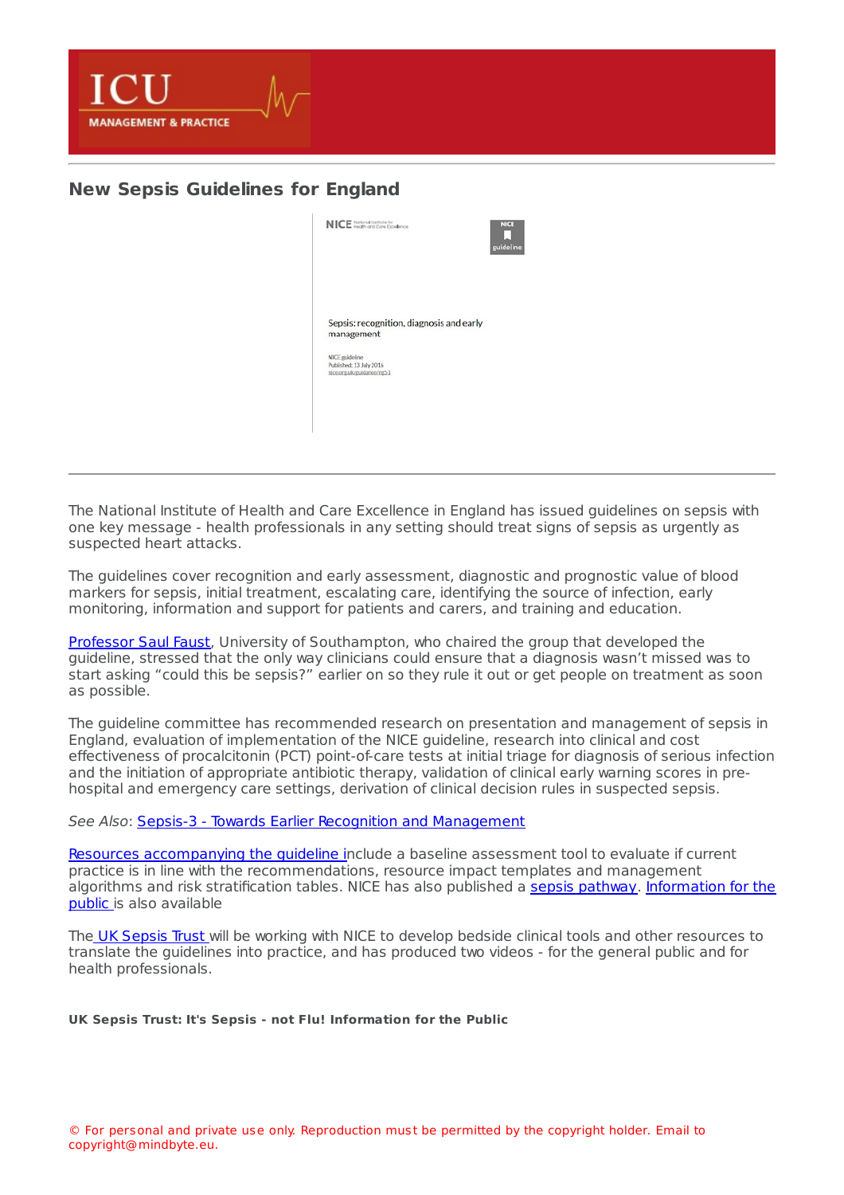# New Sepsis Guidelines for England

The National Institute of Health and Care Excellence in England has issued guidelines on sepsis with one key message - health professionals in any setting should treat signs of sepsis as urgently as suspected heart attacks.

The guidelines cover recognition and early assessment, diagnostic and prognostic value of blood markers for sepsis, initial treatment, escalating care, identifying the source of infection, early monitoring, information and support for patients and carers, and training and education.

Professor Saul Faust, University of Southampton, who chaired the group that developed the guideline, stressed that the only way clinicians could ensure that a diagnosis wasn't missed was to start asking "could this be sepsis?" earlier on so they rule it out or get people on treatment as soon as possible.

The guideline committee has recommended research on presentation and management of sepsis in England, evaluation of implementation of the NICE guideline, research into clinical and cost effectiveness of procalcitonin (PCT) point-of-care tests at initial triage for diagnosis of serious infection and the initiation of appropriate antibiotic therapy, validation of clinical early warning scores in pre-hospital and emergency care settings, derivation of clinical decision rules in suspected sepsis.

*See Also*: Sepsis-3 - Towards Earlier Recognition and Management

Resources accompanying the guideline include a baseline assessment tool to evaluate if current practice is in line with the recommendations, resource impact templates and management algorithms and risk stratification tables. NICE has also published a sepsis pathway. Information for the public is also available

The UK Sepsis Trust will be working with NICE to develop bedside clinical tools and other resources to translate the guidelines into practice, and has produced two videos - for the general public and for health professionals.

**UK Sepsis Trust: It's Sepsis - not Flu! Information for the Public**

© For personal and private use only. Reproduction must be permitted by the copyright holder. Email to copyright@mindbyte.eu.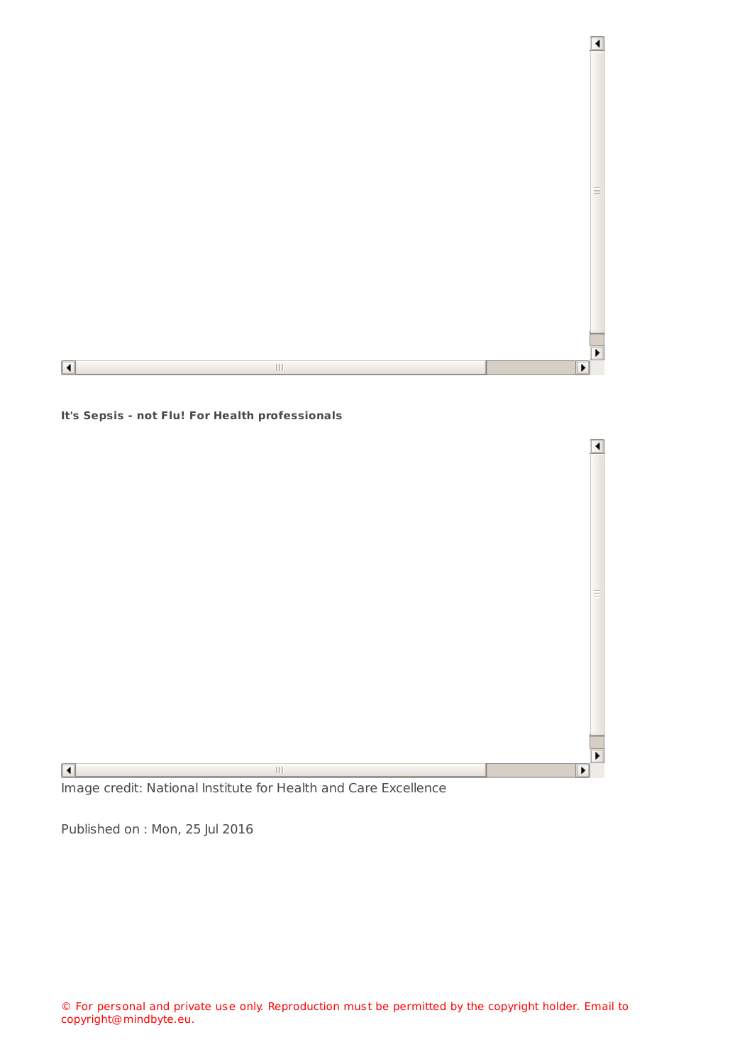**It's Sepsis - not Flu! For Health professionals**

Image credit: National Institute for Health and Care Excellence

Published on : Mon, 25 Jul 2016

© For personal and private use only. Reproduction must be permitted by the copyright holder. Email to copyright@mindbyte.eu.